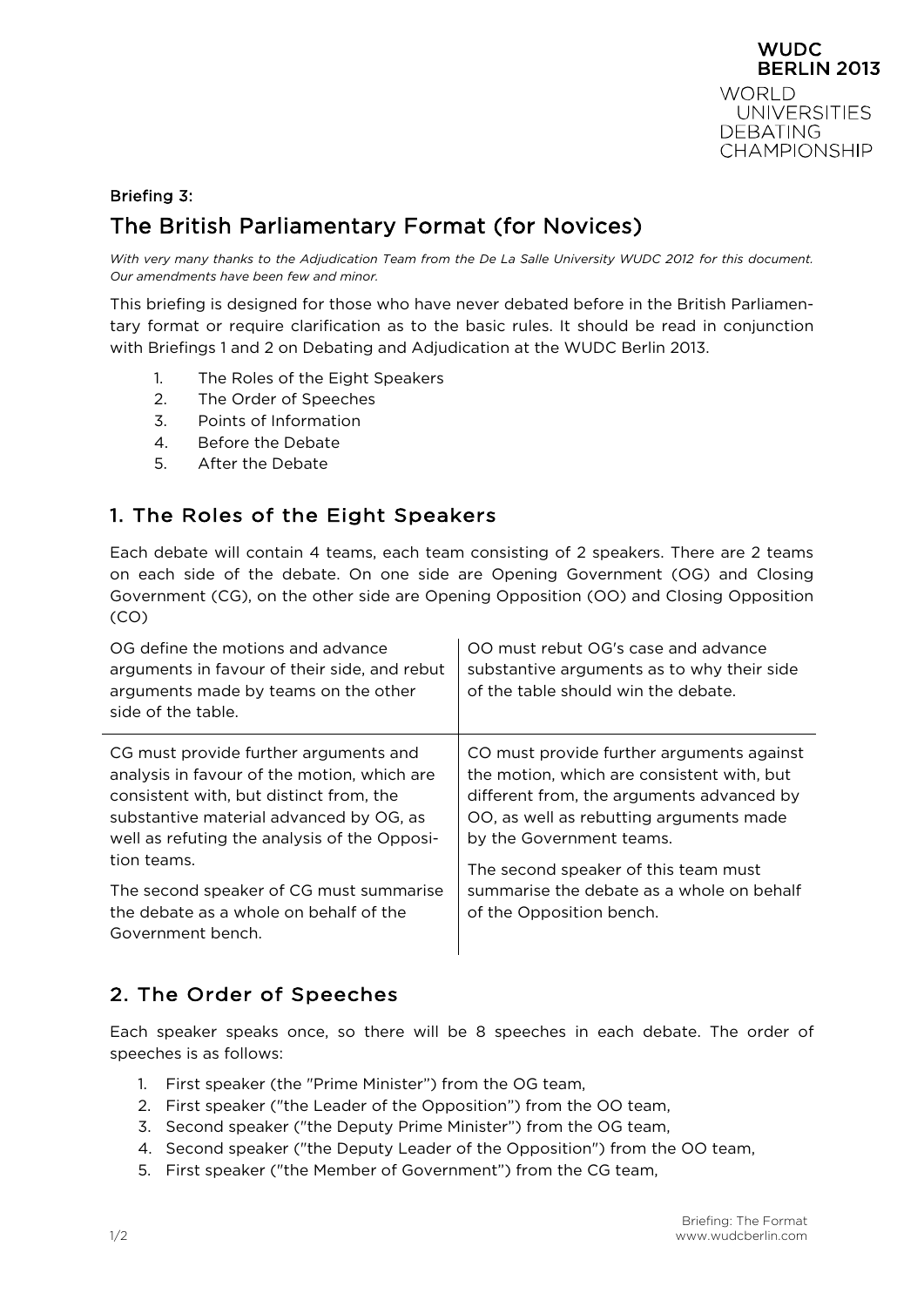WUDC BERLIN 2013
WORLD UNIVERSITIES DEBATING CHAMPIONSHIP

Briefing 3:

# The British Parliamentary Format (for Novices)

*With very many thanks to the Adjudication Team from the De La Salle University WUDC 2012 for this document. Our amendments have been few and minor.*

This briefing is designed for those who have never debated before in the British Parliamentary format or require clarification as to the basic rules. It should be read in conjunction with Briefings 1 and 2 on Debating and Adjudication at the WUDC Berlin 2013.

1. The Roles of the Eight Speakers
2. The Order of Speeches
3. Points of Information
4. Before the Debate
5. After the Debate

## 1. The Roles of the Eight Speakers

Each debate will contain 4 teams, each team consisting of 2 speakers. There are 2 teams on each side of the debate. On one side are Opening Government (OG) and Closing Government (CG), on the other side are Opening Opposition (OO) and Closing Opposition (CO)

| | |
|---|---|
| OG define the motions and advance arguments in favour of their side, and rebut arguments made by teams on the other side of the table. | OO must rebut OG's case and advance substantive arguments as to why their side of the table should win the debate. |
| CG must provide further arguments and analysis in favour of the motion, which are consistent with, but distinct from, the substantive material advanced by OG, as well as refuting the analysis of the Opposition teams.<br><br>The second speaker of CG must summarise the debate as a whole on behalf of the Government bench. | CO must provide further arguments against the motion, which are consistent with, but different from, the arguments advanced by OO, as well as rebutting arguments made by the Government teams.<br><br>The second speaker of this team must summarise the debate as a whole on behalf of the Opposition bench. |

## 2. The Order of Speeches

Each speaker speaks once, so there will be 8 speeches in each debate. The order of speeches is as follows:

1. First speaker (the "Prime Minister") from the OG team,
2. First speaker ("the Leader of the Opposition") from the OO team,
3. Second speaker ("the Deputy Prime Minister") from the OG team,
4. Second speaker ("the Deputy Leader of the Opposition") from the OO team,
5. First speaker ("the Member of Government") from the CG team,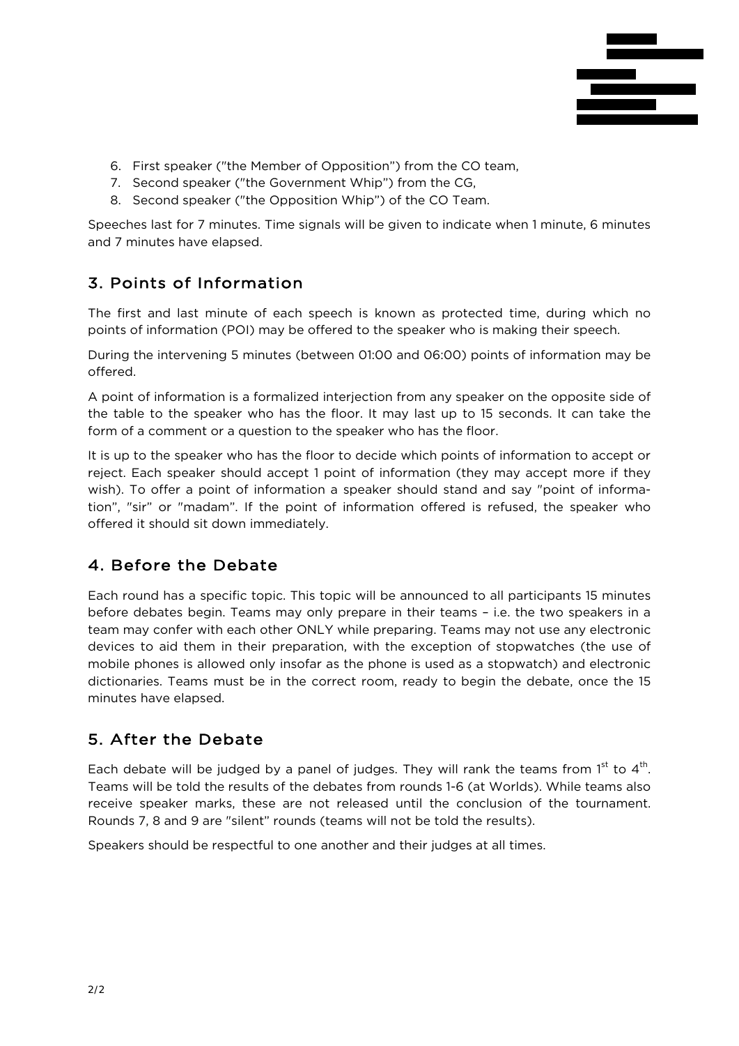6. First speaker ("the Member of Opposition") from the CO team,
7. Second speaker ("the Government Whip") from the CG,
8. Second speaker ("the Opposition Whip") of the CO Team.

Speeches last for 7 minutes. Time signals will be given to indicate when 1 minute, 6 minutes and 7 minutes have elapsed.

## 3. Points of Information

The first and last minute of each speech is known as protected time, during which no points of information (POI) may be offered to the speaker who is making their speech.

During the intervening 5 minutes (between 01:00 and 06:00) points of information may be offered.

A point of information is a formalized interjection from any speaker on the opposite side of the table to the speaker who has the floor. It may last up to 15 seconds. It can take the form of a comment or a question to the speaker who has the floor.

It is up to the speaker who has the floor to decide which points of information to accept or reject. Each speaker should accept 1 point of information (they may accept more if they wish). To offer a point of information a speaker should stand and say "point of information", "sir" or "madam". If the point of information offered is refused, the speaker who offered it should sit down immediately.

## 4. Before the Debate

Each round has a specific topic. This topic will be announced to all participants 15 minutes before debates begin. Teams may only prepare in their teams – i.e. the two speakers in a team may confer with each other ONLY while preparing. Teams may not use any electronic devices to aid them in their preparation, with the exception of stopwatches (the use of mobile phones is allowed only insofar as the phone is used as a stopwatch) and electronic dictionaries. Teams must be in the correct room, ready to begin the debate, once the 15 minutes have elapsed.

## 5. After the Debate

Each debate will be judged by a panel of judges. They will rank the teams from 1st to 4th. Teams will be told the results of the debates from rounds 1-6 (at Worlds). While teams also receive speaker marks, these are not released until the conclusion of the tournament. Rounds 7, 8 and 9 are "silent" rounds (teams will not be told the results).

Speakers should be respectful to one another and their judges at all times.